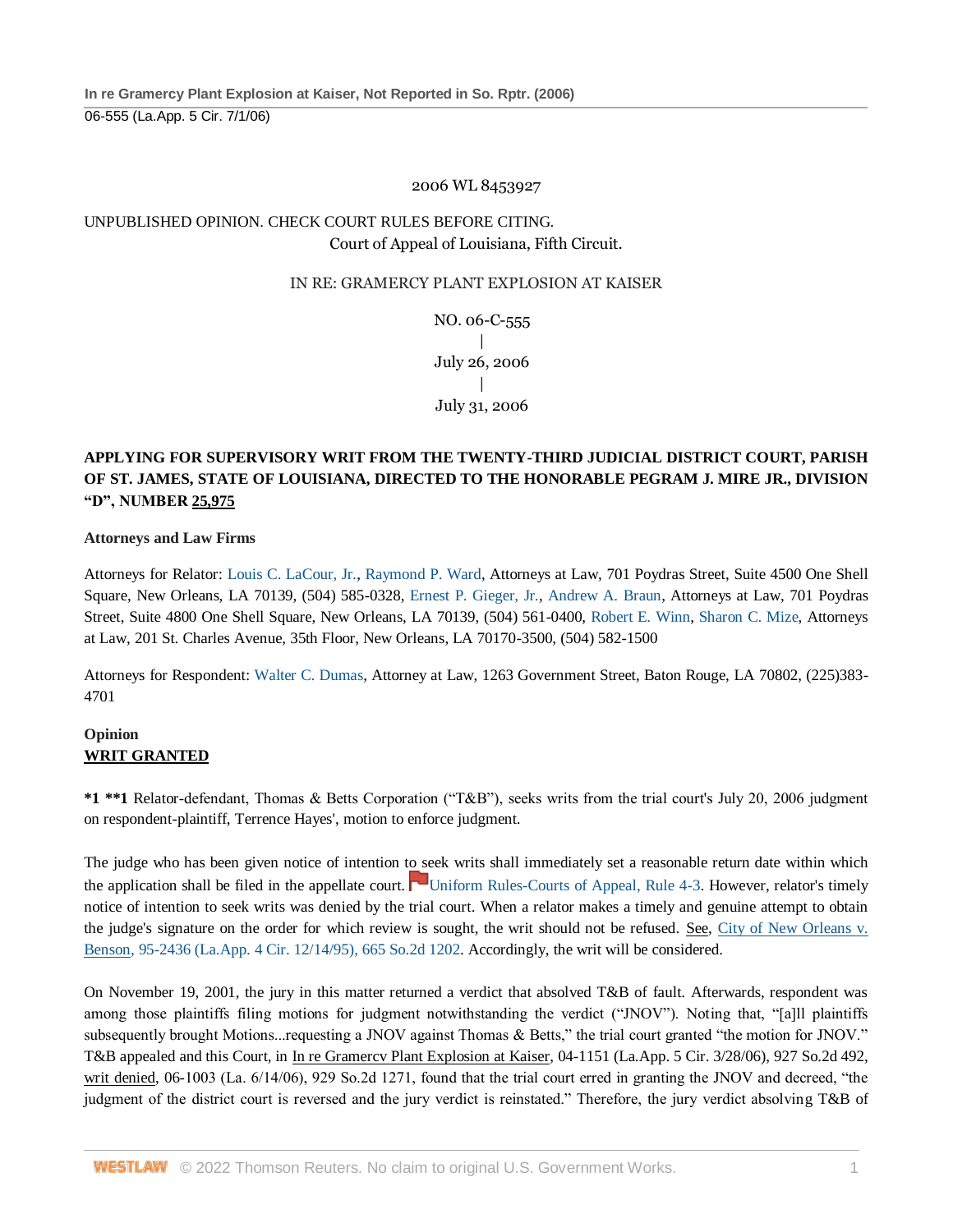2006 WL 8453927

UNPUBLISHED OPINION. CHECK COURT RULES BEFORE CITING.

Court of Appeal of Louisiana, Fifth Circuit.

IN RE: GRAMERCY PLANT EXPLOSION AT KAISER

NO. 06-C-555
|
July 26, 2006
|
July 31, 2006

**APPLYING FOR SUPERVISORY WRIT FROM THE TWENTY-THIRD JUDICIAL DISTRICT COURT, PARISH OF ST. JAMES, STATE OF LOUISIANA, DIRECTED TO THE HONORABLE PEGRAM J. MIRE JR., DIVISION "D", NUMBER 25,975**

**Attorneys and Law Firms**

Attorneys for Relator: Louis C. LaCour, Jr., Raymond P. Ward, Attorneys at Law, 701 Poydras Street, Suite 4500 One Shell Square, New Orleans, LA 70139, (504) 585-0328, Ernest P. Gieger, Jr., Andrew A. Braun, Attorneys at Law, 701 Poydras Street, Suite 4800 One Shell Square, New Orleans, LA 70139, (504) 561-0400, Robert E. Winn, Sharon C. Mize, Attorneys at Law, 201 St. Charles Avenue, 35th Floor, New Orleans, LA 70170-3500, (504) 582-1500

Attorneys for Respondent: Walter C. Dumas, Attorney at Law, 1263 Government Street, Baton Rouge, LA 70802, (225)383-4701

**Opinion**

**WRIT GRANTED**

**\*1 \*\*1** Relator-defendant, Thomas & Betts Corporation ("T&B"), seeks writs from the trial court's July 20, 2006 judgment on respondent-plaintiff, Terrence Hayes', motion to enforce judgment.

The judge who has been given notice of intention to seek writs shall immediately set a reasonable return date within which the application shall be filed in the appellate court. Uniform Rules-Courts of Appeal, Rule 4-3. However, relator's timely notice of intention to seek writs was denied by the trial court. When a relator makes a timely and genuine attempt to obtain the judge's signature on the order for which review is sought, the writ should not be refused. See, City of New Orleans v. Benson, 95-2436 (La.App. 4 Cir. 12/14/95), 665 So.2d 1202. Accordingly, the writ will be considered.

On November 19, 2001, the jury in this matter returned a verdict that absolved T&B of fault. Afterwards, respondent was among those plaintiffs filing motions for judgment notwithstanding the verdict ("JNOV"). Noting that, "[a]ll plaintiffs subsequently brought Motions...requesting a JNOV against Thomas & Betts," the trial court granted "the motion for JNOV." T&B appealed and this Court, in In re Gramercy Plant Explosion at Kaiser, 04-1151 (La.App. 5 Cir. 3/28/06), 927 So.2d 492, writ denied, 06-1003 (La. 6/14/06), 929 So.2d 1271, found that the trial court erred in granting the JNOV and decreed, "the judgment of the district court is reversed and the jury verdict is reinstated." Therefore, the jury verdict absolving T&B of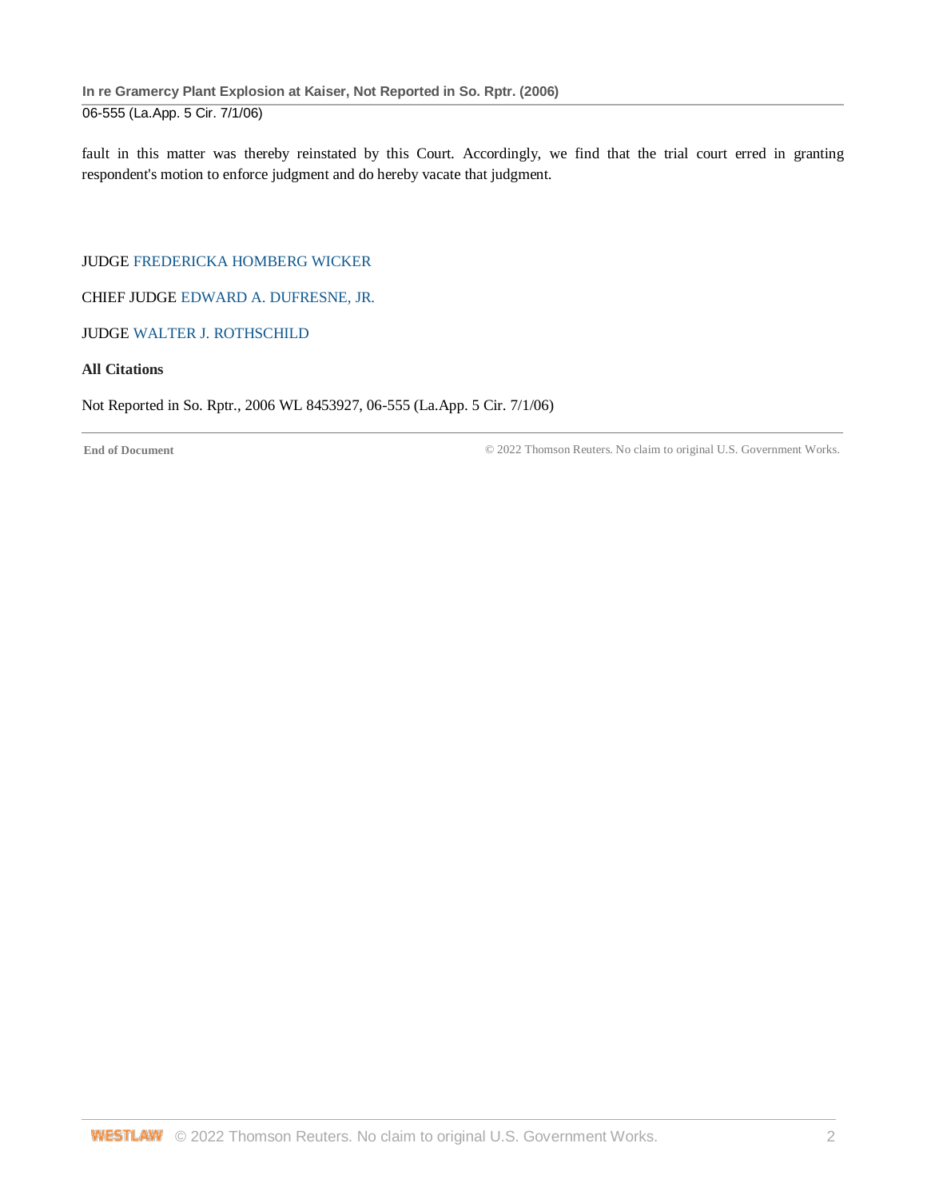fault in this matter was thereby reinstated by this Court. Accordingly, we find that the trial court erred in granting respondent's motion to enforce judgment and do hereby vacate that judgment.

JUDGE FREDERICKA HOMBERG WICKER

CHIEF JUDGE EDWARD A. DUFRESNE, JR.

JUDGE WALTER J. ROTHSCHILD

**All Citations**

Not Reported in So. Rptr., 2006 WL 8453927, 06-555 (La.App. 5 Cir. 7/1/06)

**End of Document** © 2022 Thomson Reuters. No claim to original U.S. Government Works.